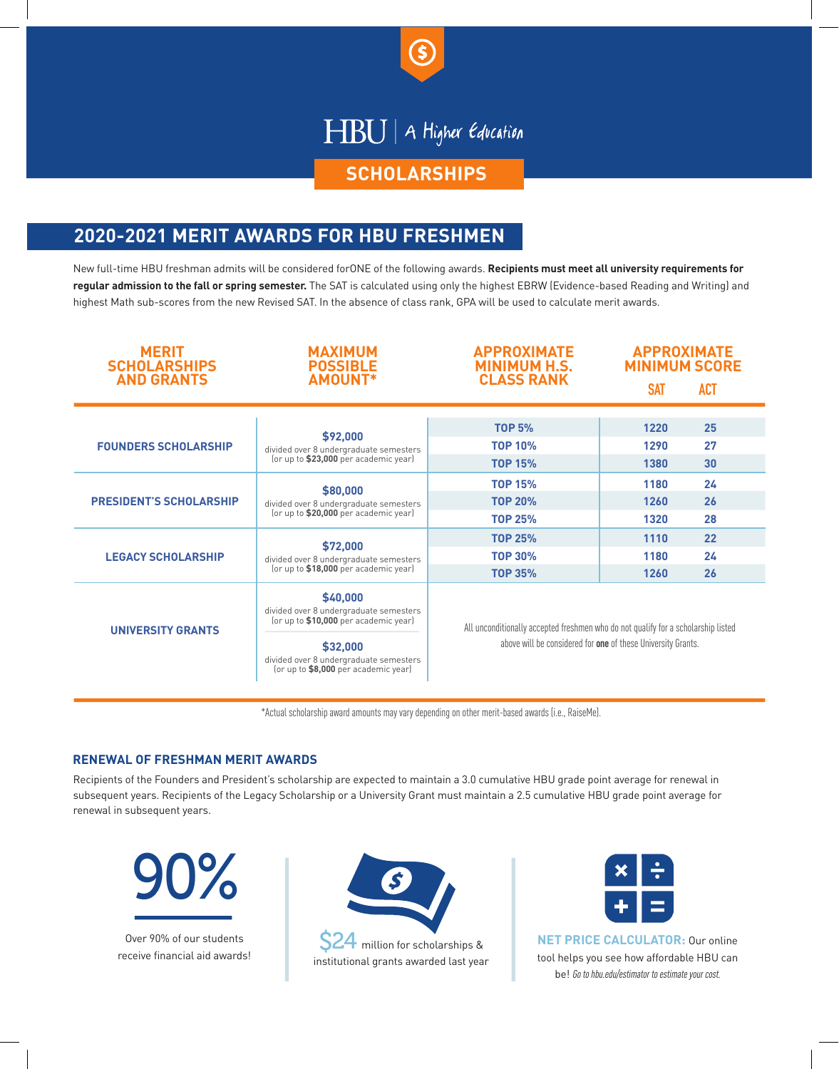HBU | A Higher Education

# SCHOLARSHIPS

## 2020-2021 MERIT AWARDS FOR HBU FRESHMEN

New full-time HBU freshman admits will be considered forONE of the following awards. **Recipients must meet all university requirements for regular admission to the fall or spring semester.** The SAT is calculated using only the highest EBRW (Evidence-based Reading and Writing) and highest Math sub-scores from the new Revised SAT. In the absence of class rank, GPA will be used to calculate merit awards.

| MERIT SCHOLARSHIPS AND GRANTS | MAXIMUM POSSIBLE AMOUNT* | APPROXIMATE MINIMUM H.S. CLASS RANK | APPROXIMATE MINIMUM SCORE | |
|---|---|---|---|---|
| | | | SAT | ACT |
| FOUNDERS SCHOLARSHIP | $92,000 divided over 8 undergraduate semesters (or up to **$23,000** per academic year) | TOP 5% | 1220 | 25 |
| | | TOP 10% | 1290 | 27 |
| | | TOP 15% | 1380 | 30 |
| PRESIDENT'S SCHOLARSHIP | $80,000 divided over 8 undergraduate semesters (or up to **$20,000** per academic year) | TOP 15% | 1180 | 24 |
| | | TOP 20% | 1260 | 26 |
| | | TOP 25% | 1320 | 28 |
| LEGACY SCHOLARSHIP | $72,000 divided over 8 undergraduate semesters (or up to **$18,000** per academic year) | TOP 25% | 1110 | 22 |
| | | TOP 30% | 1180 | 24 |
| | | TOP 35% | 1260 | 26 |
| UNIVERSITY GRANTS | $40,000 divided over 8 undergraduate semesters (or up to **$10,000** per academic year) | All unconditionally accepted freshmen who do not qualify for a scholarship listed above will be considered for **one** of these University Grants. | | |
| | $32,000 divided over 8 undergraduate semesters (or up to **$8,000** per academic year) | | | |

*Actual scholarship award amounts may vary depending on other merit-based awards (i.e., RaiseMe).

### RENEWAL OF FRESHMAN MERIT AWARDS

Recipients of the Founders and President's scholarship are expected to maintain a 3.0 cumulative HBU grade point average for renewal in subsequent years. Recipients of the Legacy Scholarship or a University Grant must maintain a 2.5 cumulative HBU grade point average for renewal in subsequent years.

90%

Over 90% of our students receive financial aid awards!

$24 million for scholarships & institutional grants awarded last year

**NET PRICE CALCULATOR:** Our online tool helps you see how affordable HBU can be! *Go to hbu.edu/estimator to estimate your cost.*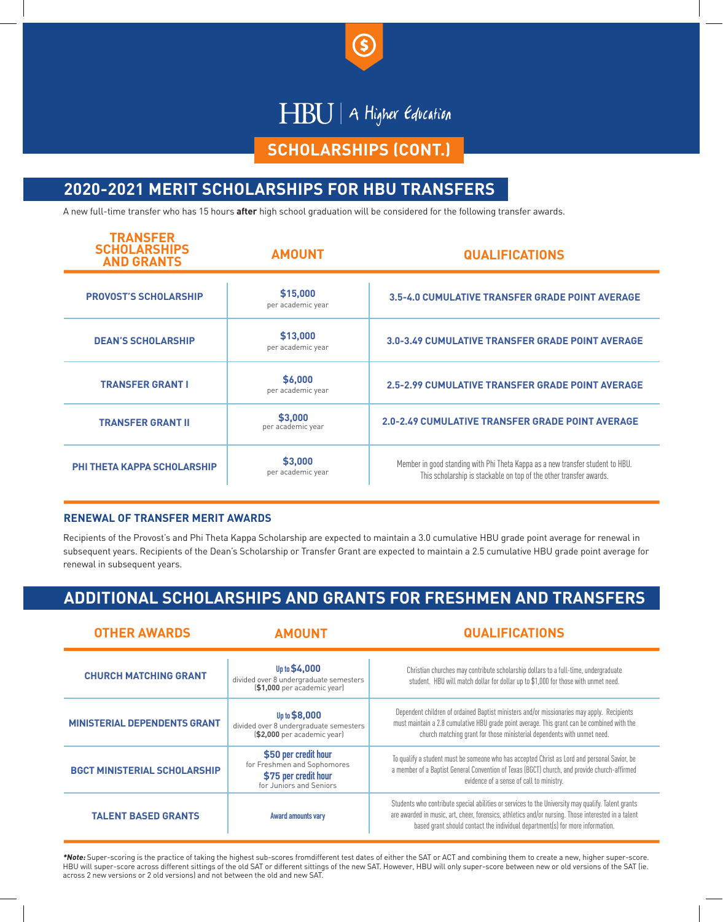HBU | A Higher Education

## SCHOLARSHIPS (CONT.)

## 2020-2021 MERIT SCHOLARSHIPS FOR HBU TRANSFERS

A new full-time transfer who has 15 hours **after** high school graduation will be considered for the following transfer awards.

| TRANSFER SCHOLARSHIPS AND GRANTS | AMOUNT | QUALIFICATIONS |
|---|---|---|
| PROVOST'S SCHOLARSHIP | **$15,000** per academic year | 3.5-4.0 CUMULATIVE TRANSFER GRADE POINT AVERAGE |
| DEAN'S SCHOLARSHIP | **$13,000** per academic year | 3.0-3.49 CUMULATIVE TRANSFER GRADE POINT AVERAGE |
| TRANSFER GRANT I | **$6,000** per academic year | 2.5-2.99 CUMULATIVE TRANSFER GRADE POINT AVERAGE |
| TRANSFER GRANT II | **$3,000** per academic year | 2.0-2.49 CUMULATIVE TRANSFER GRADE POINT AVERAGE |
| PHI THETA KAPPA SCHOLARSHIP | **$3,000** per academic year | Member in good standing with Phi Theta Kappa as a new transfer student to HBU. This scholarship is stackable on top of the other transfer awards. |

### RENEWAL OF TRANSFER MERIT AWARDS

Recipients of the Provost's and Phi Theta Kappa Scholarship are expected to maintain a 3.0 cumulative HBU grade point average for renewal in subsequent years. Recipients of the Dean's Scholarship or Transfer Grant are expected to maintain a 2.5 cumulative HBU grade point average for renewal in subsequent years.

## ADDITIONAL SCHOLARSHIPS AND GRANTS FOR FRESHMEN AND TRANSFERS

| OTHER AWARDS | AMOUNT | QUALIFICATIONS |
|---|---|---|
| CHURCH MATCHING GRANT | Up to **$4,000** divided over 8 undergraduate semesters (**$1,000** per academic year) | Christian churches may contribute scholarship dollars to a full-time, undergraduate student. HBU will match dollar for dollar up to $1,000 for those with unmet need. |
| MINISTERIAL DEPENDENTS GRANT | Up to **$8,000** divided over 8 undergraduate semesters (**$2,000** per academic year) | Dependent children of ordained Baptist ministers and/or missionaries may apply. Recipients must maintain a 2.8 cumulative HBU grade point average. This grant can be combined with the church matching grant for those ministerial dependents with unmet need. |
| BGCT MINISTERIAL SCHOLARSHIP | **$50 per credit hour** for Freshmen and Sophomores **$75 per credit hour** for Juniors and Seniors | To qualify a student must be someone who has accepted Christ as Lord and personal Savior, be a member of a Baptist General Convention of Texas (BGCT) church, and provide church-affirmed evidence of a sense of call to ministry. |
| TALENT BASED GRANTS | Award amounts vary | Students who contribute special abilities or services to the University may qualify. Talent grants are awarded in music, art, cheer, forensics, athletics and/or nursing. Those interested in a talent based grant should contact the individual department(s) for more information. |

***Note:** Super-scoring is the practice of taking the highest sub-scores fromdifferent test dates of either the SAT or ACT and combining them to create a new, higher super-score. HBU will super-score across different sittings of the old SAT or different sittings of the new SAT. However, HBU will only super-score between new or old versions of the SAT (ie. across 2 new versions or 2 old versions) and not between the old and new SAT.